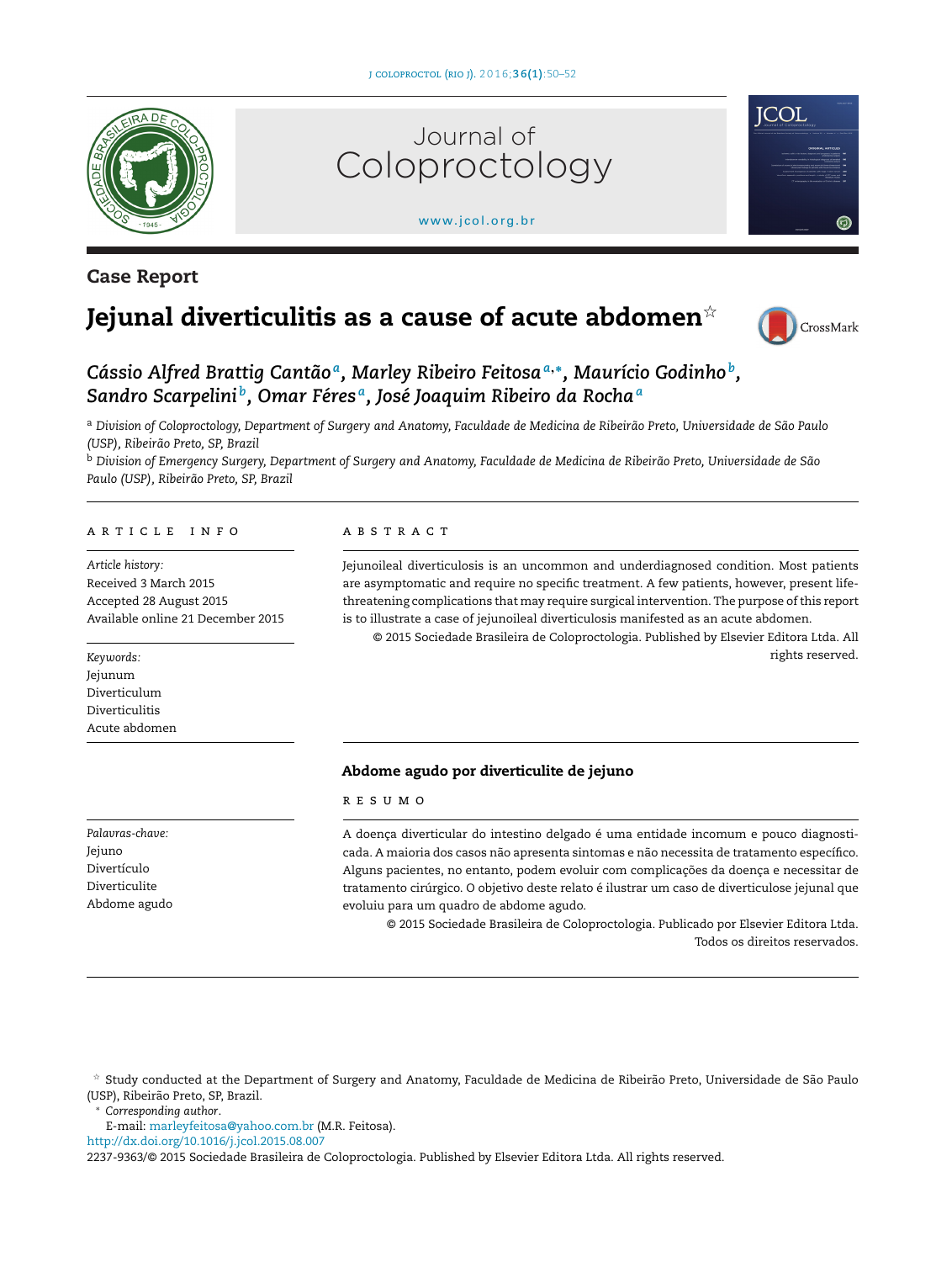**Case Report**

# Jejunal diverticulitis as a cause of acute abdomen☆

*Cássio Alfred Brattig Cantão*[a], *Marley Ribeiro Feitosa*[a,*], *Maurício Godinho*[b], *Sandro Scarpelini*[b], *Omar Féres*[a], *José Joaquim Ribeiro da Rocha*[a]

[a] *Division of Coloproctology, Department of Surgery and Anatomy, Faculdade de Medicina de Ribeirão Preto, Universidade de São Paulo (USP), Ribeirão Preto, SP, Brazil*

[b] *Division of Emergency Surgery, Department of Surgery and Anatomy, Faculdade de Medicina de Ribeirão Preto, Universidade de São Paulo (USP), Ribeirão Preto, SP, Brazil*

## ARTICLE INFO

*Article history:*
Received 3 March 2015
Accepted 28 August 2015
Available online 21 December 2015

*Keywords:*
Jejunum
Diverticulum
Diverticulitis
Acute abdomen

## ABSTRACT

Jejunoileal diverticulosis is an uncommon and underdiagnosed condition. Most patients are asymptomatic and require no specific treatment. A few patients, however, present life-threatening complications that may require surgical intervention. The purpose of this report is to illustrate a case of jejunoileal diverticulosis manifested as an acute abdomen.

© 2015 Sociedade Brasileira de Coloproctologia. Published by Elsevier Editora Ltda. All rights reserved.

## Abdome agudo por diverticulite de jejuno

*Palavras-chave:*
Jejuno
Divertículo
Diverticulite
Abdome agudo

## RESUMO

A doença diverticular do intestino delgado é uma entidade incomum e pouco diagnosticada. A maioria dos casos não apresenta sintomas e não necessita de tratamento específico. Alguns pacientes, no entanto, podem evoluir com complicações da doença e necessitar de tratamento cirúrgico. O objetivo deste relato é ilustrar um caso de diverticulose jejunal que evoluiu para um quadro de abdome agudo.

© 2015 Sociedade Brasileira de Coloproctologia. Publicado por Elsevier Editora Ltda. Todos os direitos reservados.

---

☆ Study conducted at the Department of Surgery and Anatomy, Faculdade de Medicina de Ribeirão Preto, Universidade de São Paulo (USP), Ribeirão Preto, SP, Brazil.

\* *Corresponding author.*
E-mail: marleyfeitosa@yahoo.com.br (M.R. Feitosa).

http://dx.doi.org/10.1016/j.jcol.2015.08.007

2237-9363/© 2015 Sociedade Brasileira de Coloproctologia. Published by Elsevier Editora Ltda. All rights reserved.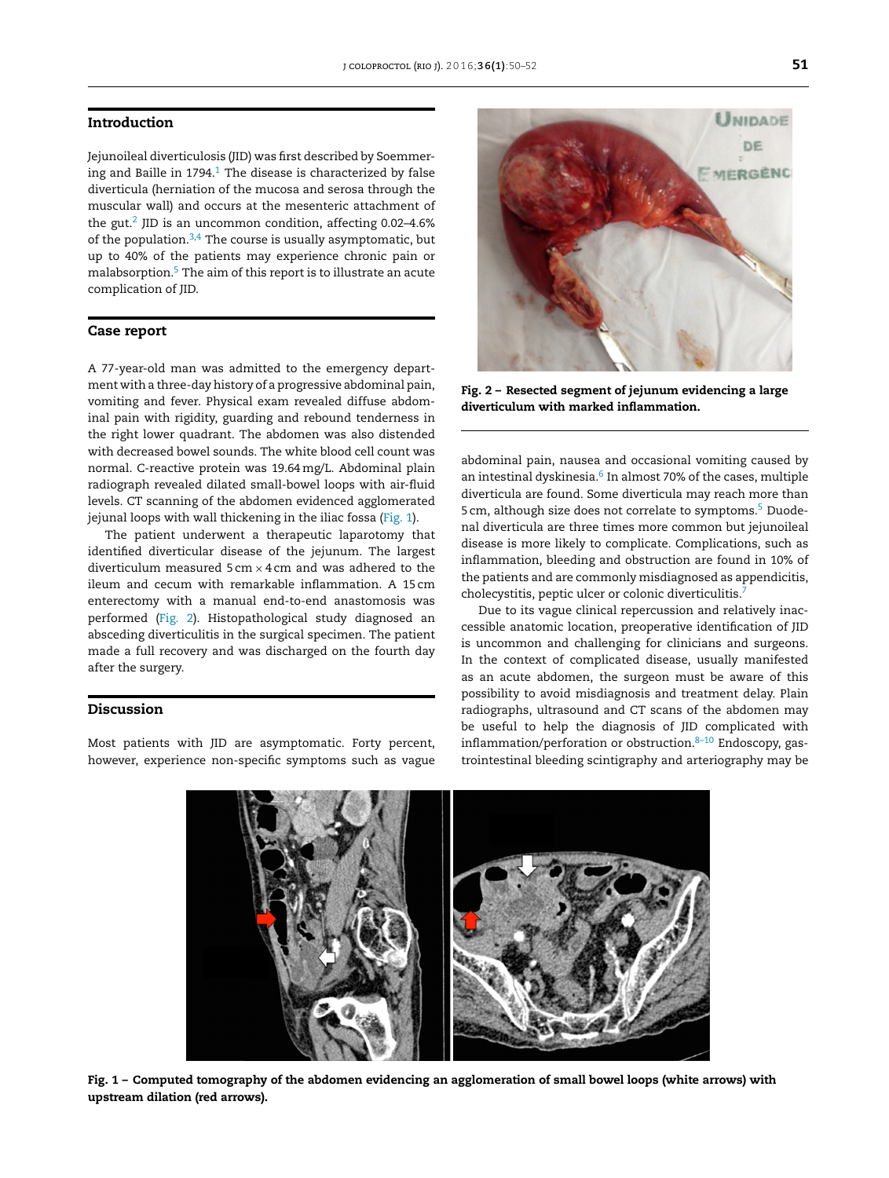## Introduction

Jejunoileal diverticulosis (JID) was first described by Soemmering and Baille in 1794.[1] The disease is characterized by false diverticula (herniation of the mucosa and serosa through the muscular wall) and occurs at the mesenteric attachment of the gut.[2] JID is an uncommon condition, affecting 0.02–4.6% of the population.[3,4] The course is usually asymptomatic, but up to 40% of the patients may experience chronic pain or malabsorption.[5] The aim of this report is to illustrate an acute complication of JID.

## Case report

A 77-year-old man was admitted to the emergency department with a three-day history of a progressive abdominal pain, vomiting and fever. Physical exam revealed diffuse abdominal pain with rigidity, guarding and rebound tenderness in the right lower quadrant. The abdomen was also distended with decreased bowel sounds. The white blood cell count was normal. C-reactive protein was 19.64 mg/L. Abdominal plain radiograph revealed dilated small-bowel loops with air-fluid levels. CT scanning of the abdomen evidenced agglomerated jejunal loops with wall thickening in the iliac fossa (Fig. 1).

The patient underwent a therapeutic laparotomy that identified diverticular disease of the jejunum. The largest diverticulum measured 5 cm × 4 cm and was adhered to the ileum and cecum with remarkable inflammation. A 15 cm enterectomy with a manual end-to-end anastomosis was performed (Fig. 2). Histopathological study diagnosed an absceding diverticulitis in the surgical specimen. The patient made a full recovery and was discharged on the fourth day after the surgery.

**Fig. 2 – Resected segment of jejunum evidencing a large diverticulum with marked inflammation.**

## Discussion

Most patients with JID are asymptomatic. Forty percent, however, experience non-specific symptoms such as vague abdominal pain, nausea and occasional vomiting caused by an intestinal dyskinesia.[6] In almost 70% of the cases, multiple diverticula are found. Some diverticula may reach more than 5 cm, although size does not correlate to symptoms.[5] Duodenal diverticula are three times more common but jejunoileal disease is more likely to complicate. Complications, such as inflammation, bleeding and obstruction are found in 10% of the patients and are commonly misdiagnosed as appendicitis, cholecystitis, peptic ulcer or colonic diverticulitis.[7]

Due to its vague clinical repercussion and relatively inaccessible anatomic location, preoperative identification of JID is uncommon and challenging for clinicians and surgeons. In the context of complicated disease, usually manifested as an acute abdomen, the surgeon must be aware of this possibility to avoid misdiagnosis and treatment delay. Plain radiographs, ultrasound and CT scans of the abdomen may be useful to help the diagnosis of JID complicated with inflammation/perforation or obstruction.[8–10] Endoscopy, gastrointestinal bleeding scintigraphy and arteriography may be

**Fig. 1 – Computed tomography of the abdomen evidencing an agglomeration of small bowel loops (white arrows) with upstream dilation (red arrows).**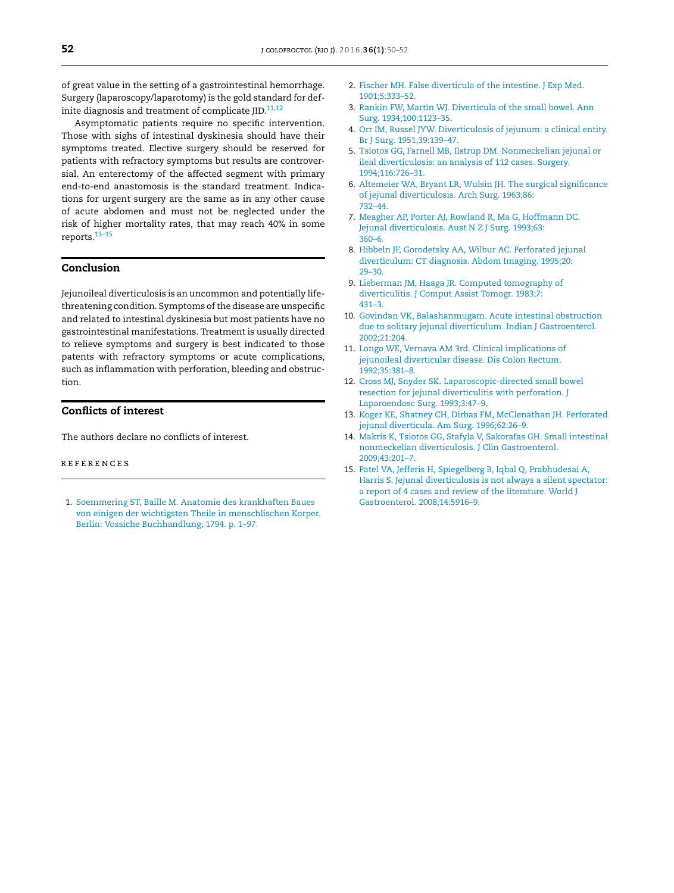of great value in the setting of a gastrointestinal hemorrhage. Surgery (laparoscopy/laparotomy) is the gold standard for definite diagnosis and treatment of complicate JID.[11,12]

Asymptomatic patients require no specific intervention. Those with sighs of intestinal dyskinesia should have their symptoms treated. Elective surgery should be reserved for patients with refractory symptoms but results are controversial. An enterectomy of the affected segment with primary end-to-end anastomosis is the standard treatment. Indications for urgent surgery are the same as in any other cause of acute abdomen and must not be neglected under the risk of higher mortality rates, that may reach 40% in some reports.[13–15]

## Conclusion

Jejunoileal diverticulosis is an uncommon and potentially life-threatening condition. Symptoms of the disease are unspecific and related to intestinal dyskinesia but most patients have no gastrointestinal manifestations. Treatment is usually directed to relieve symptoms and surgery is best indicated to those patents with refractory symptoms or acute complications, such as inflammation with perforation, bleeding and obstruction.

## Conflicts of interest

The authors declare no conflicts of interest.

## REFERENCES

1. Soemmering ST, Baille M. Anatomie des krankhaften Baues von einigen der wichtigsten Theile in menschlischen Korper. Berlin: Vossiche Buchhandlung; 1794. p. 1–97.
2. Fischer MH. False diverticula of the intestine. J Exp Med. 1901;5:333–52.
3. Rankin FW, Martin WJ. Diverticula of the small bowel. Ann Surg. 1934;100:1123–35.
4. Orr IM, Russel JYW. Diverticulosis of jejunum: a clinical entity. Br J Surg. 1951;39:139–47.
5. Tsiotos GG, Farnell MB, Ilstrup DM. Nonmeckelian jejunal or ileal diverticulosis: an analysis of 112 cases. Surgery. 1994;116:726–31.
6. Altemeier WA, Bryant LR, Wulsin JH. The surgical significance of jejunal diverticulosis. Arch Surg. 1963;86: 732–44.
7. Meagher AP, Porter AJ, Rowland R, Ma G, Hoffmann DC. Jejunal diverticulosis. Aust N Z J Surg. 1993;63: 360–6.
8. Hibbeln JF, Gorodetsky AA, Wilbur AC. Perforated jejunal diverticulum: CT diagnosis. Abdom Imaging. 1995;20: 29–30.
9. Lieberman JM, Haaga JR. Computed tomography of diverticulitis. J Comput Assist Tomogr. 1983;7: 431–3.
10. Govindan VK, Balashanmugam. Acute intestinal obstruction due to solitary jejunal diverticulum. Indian J Gastroenterol. 2002;21:204.
11. Longo WE, Vernava AM 3rd. Clinical implications of jejunoileal diverticular disease. Dis Colon Rectum. 1992;35:381–8.
12. Cross MJ, Snyder SK. Laparoscopic-directed small bowel resection for jejunal diverticulitis with perforation. J Laparoendosc Surg. 1993;3:47–9.
13. Koger KE, Shatney CH, Dirbas FM, McClenathan JH. Perforated jejunal diverticula. Am Surg. 1996;62:26–9.
14. Makris K, Tsiotos GG, Stafyla V, Sakorafas GH. Small intestinal nonmeckelian diverticulosis. J Clin Gastroenterol. 2009;43:201–7.
15. Patel VA, Jefferis H, Spiegelberg B, Iqbal Q, Prabhudesai A, Harris S. Jejunal diverticulosis is not always a silent spectator: a report of 4 cases and review of the literature. World J Gastroenterol. 2008;14:5916–9.